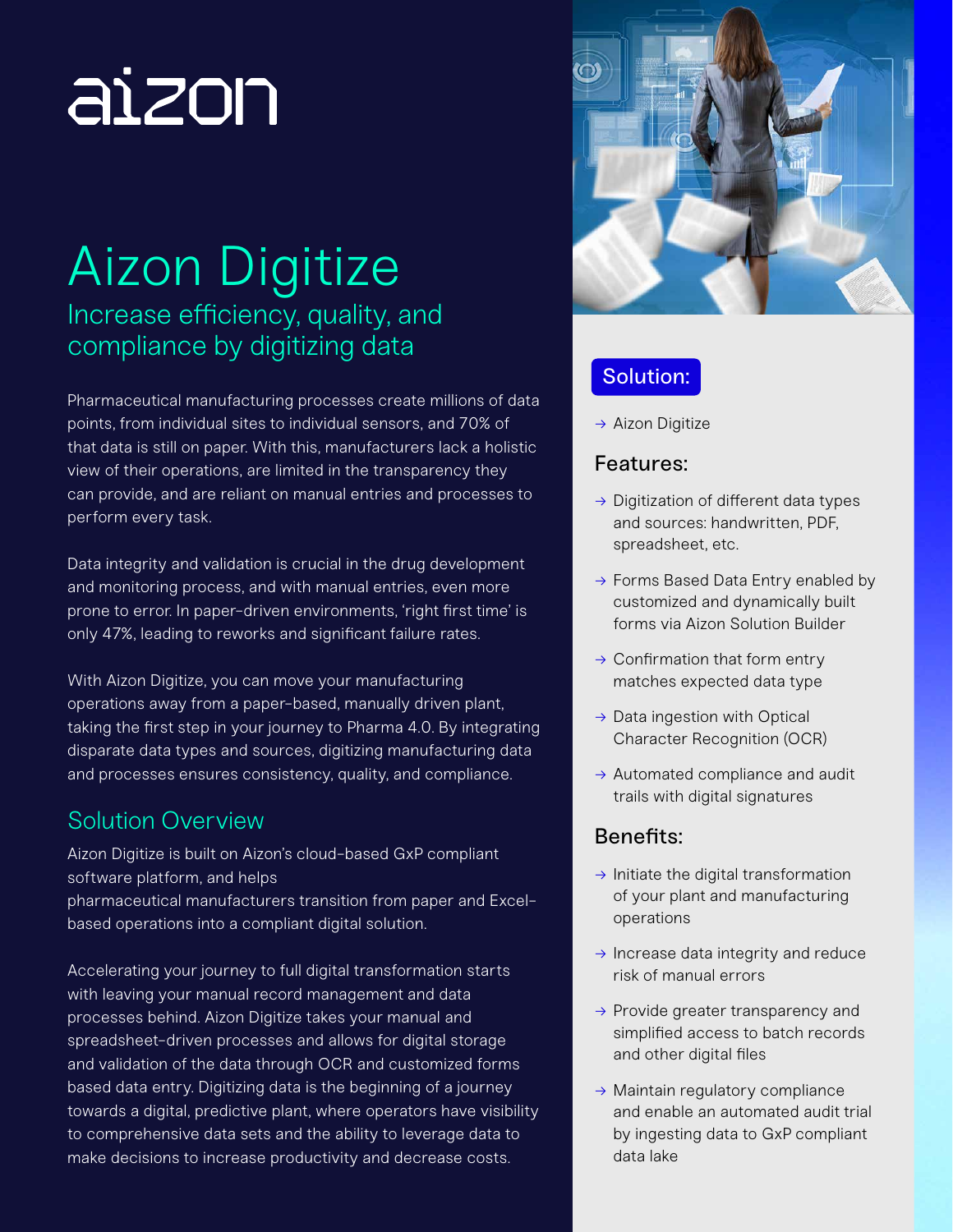# aizon

# Aizon Digitize

## Increase efficiency, quality, and compliance by digitizing data

Pharmaceutical manufacturing processes create millions of data points, from individual sites to individual sensors, and 70% of that data is still on paper. With this, manufacturers lack a holistic view of their operations, are limited in the transparency they can provide, and are reliant on manual entries and processes to perform every task.

Data integrity and validation is crucial in the drug development and monitoring process, and with manual entries, even more prone to error. In paper-driven environments, 'right first time' is only 47%, leading to reworks and significant failure rates.

With Aizon Digitize, you can move your manufacturing operations away from a paper-based, manually driven plant, taking the first step in your journey to Pharma 4.0. By integrating disparate data types and sources, digitizing manufacturing data and processes ensures consistency, quality, and compliance.

## Solution Overview

Aizon Digitize is built on Aizon's cloud-based GxP compliant software platform, and helps pharmaceutical manufacturers transition from paper and Excel-based operations into a compliant digital solution.

Accelerating your journey to full digital transformation starts with leaving your manual record management and data processes behind. Aizon Digitize takes your manual and spreadsheet-driven processes and allows for digital storage and validation of the data through OCR and customized forms based data entry. Digitizing data is the beginning of a journey towards a digital, predictive plant, where operators have visibility to comprehensive data sets and the ability to leverage data to make decisions to increase productivity and decrease costs.

### Solution:

- → Aizon Digitize

### Features:

- → Digitization of different data types and sources: handwritten, PDF, spreadsheet, etc.
- → Forms Based Data Entry enabled by customized and dynamically built forms via Aizon Solution Builder
- → Confirmation that form entry matches expected data type
- → Data ingestion with Optical Character Recognition (OCR)
- → Automated compliance and audit trails with digital signatures

### Benefits:

- → Initiate the digital transformation of your plant and manufacturing operations
- → Increase data integrity and reduce risk of manual errors
- → Provide greater transparency and simplified access to batch records and other digital files
- → Maintain regulatory compliance and enable an automated audit trial by ingesting data to GxP compliant data lake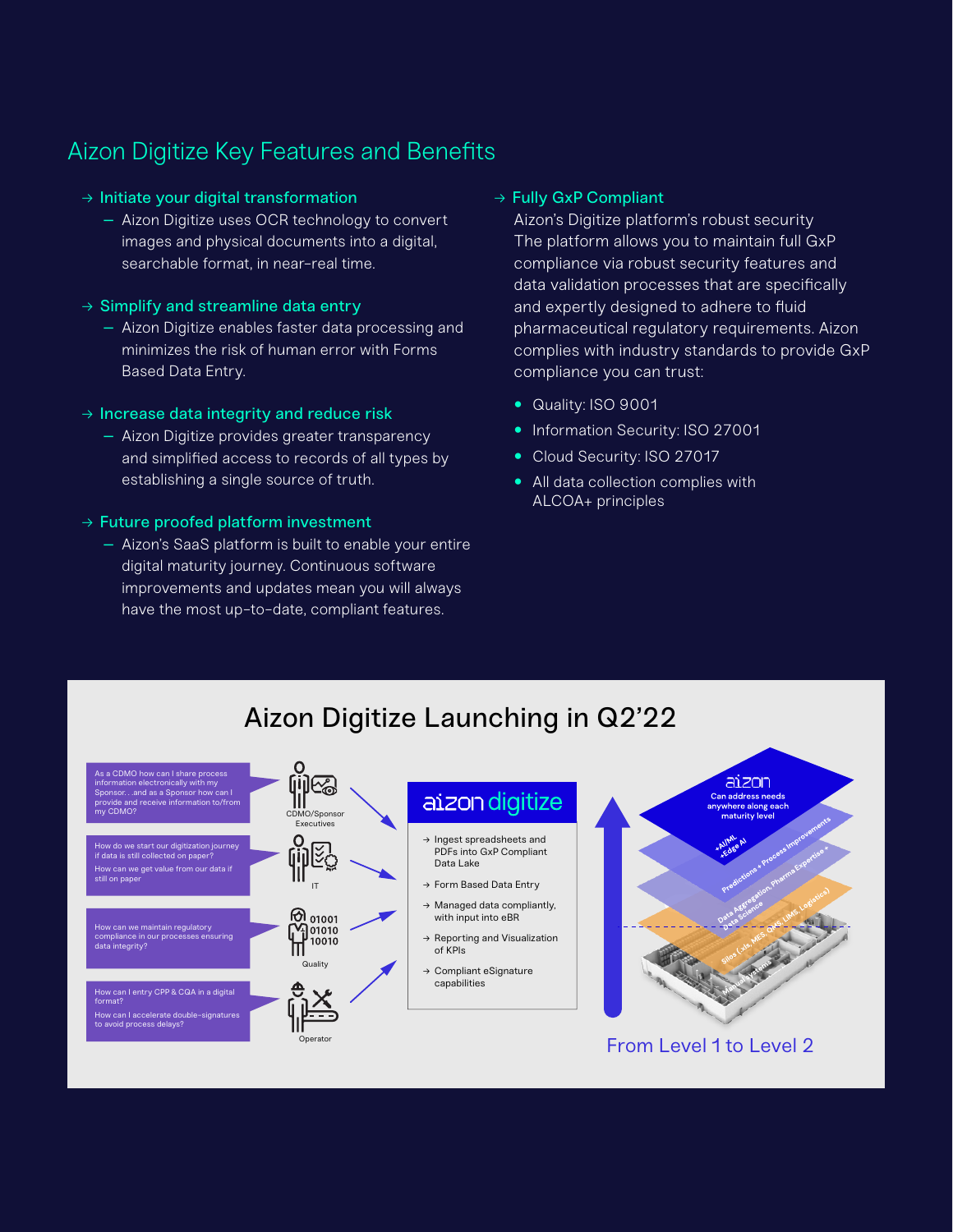## Aizon Digitize Key Features and Benefits

→ **Initiate your digital transformation**
- Aizon Digitize uses OCR technology to convert images and physical documents into a digital, searchable format, in near-real time.

→ **Simplify and streamline data entry**
- Aizon Digitize enables faster data processing and minimizes the risk of human error with Forms Based Data Entry.

→ **Increase data integrity and reduce risk**
- Aizon Digitize provides greater transparency and simplified access to records of all types by establishing a single source of truth.

→ **Future proofed platform investment**
- Aizon's SaaS platform is built to enable your entire digital maturity journey. Continuous software improvements and updates mean you will always have the most up-to-date, compliant features.

→ **Fully GxP Compliant**

Aizon's Digitize platform's robust security
The platform allows you to maintain full GxP compliance via robust security features and data validation processes that are specifically and expertly designed to adhere to fluid pharmaceutical regulatory requirements. Aizon complies with industry standards to provide GxP compliance you can trust:

- Quality: ISO 9001
- Information Security: ISO 27001
- Cloud Security: ISO 27017
- All data collection complies with ALCOA+ principles

## Aizon Digitize Launching in Q2'22

As a CDMO how can I share process information electronically with my Sponsor... and as a Sponsor how can I provide and receive information to/from my CDMO? — CDMO/Sponsor Executives

How do we start our digitization journey if data is still collected on paper? How can we get value from our data if still on paper — IT

How can we maintain regulatory compliance in our processes ensuring data integrity? — Quality

How can I entry CPP & CQA in a digital format? How can I accelerate double-signatures to avoid process delays? — Operator

**aizon digitize**

- → Ingest spreadsheets and PDFs into GxP Compliant Data Lake
- → Form Based Data Entry
- → Managed data compliantly, with input into eBR
- → Reporting and Visualization of KPIs
- → Compliant eSignature capabilities

aizon — Can address needs anywhere along each maturity level

+AI/ML +Edge AI

Predictions + Process Improvements

Data Aggregation, Pharma Expertise + Data Science

Silos (.xls, MES, QMS, LIMS, Logistics)

Manual systems

From Level 1 to Level 2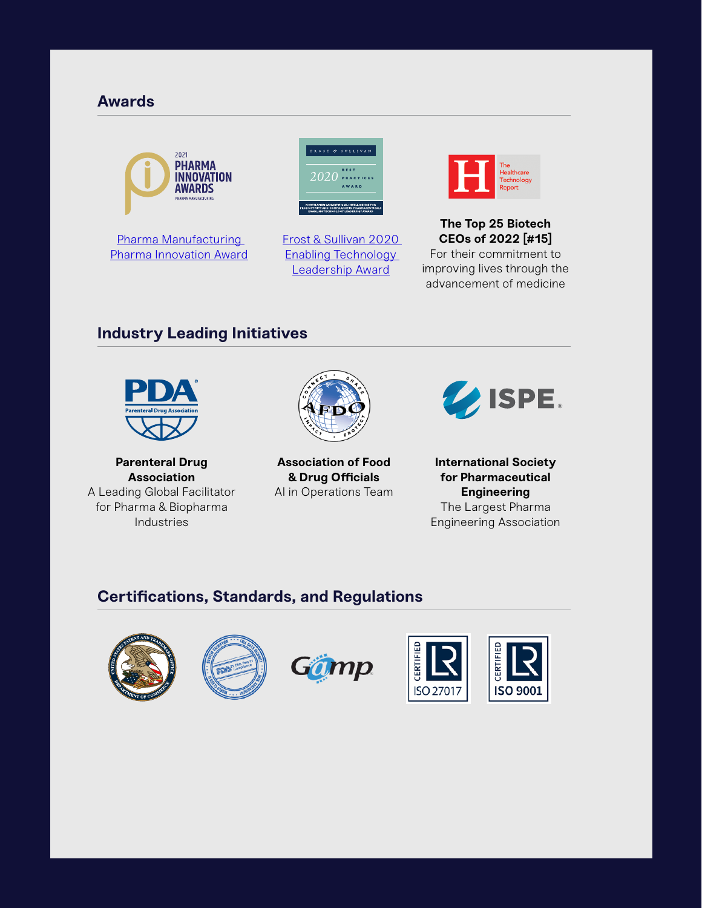## Awards

[Pharma Manufacturing Pharma Innovation Award]

[Frost & Sullivan 2020 Enabling Technology Leadership Award]

**The Top 25 Biotech CEOs of 2022 [#15]**
For their commitment to improving lives through the advancement of medicine

## Industry Leading Initiatives

**Parenteral Drug Association**
A Leading Global Facilitator for Pharma & Biopharma Industries

**Association of Food & Drug Officials**
AI in Operations Team

**International Society for Pharmaceutical Engineering**
The Largest Pharma Engineering Association

## Certifications, Standards, and Regulations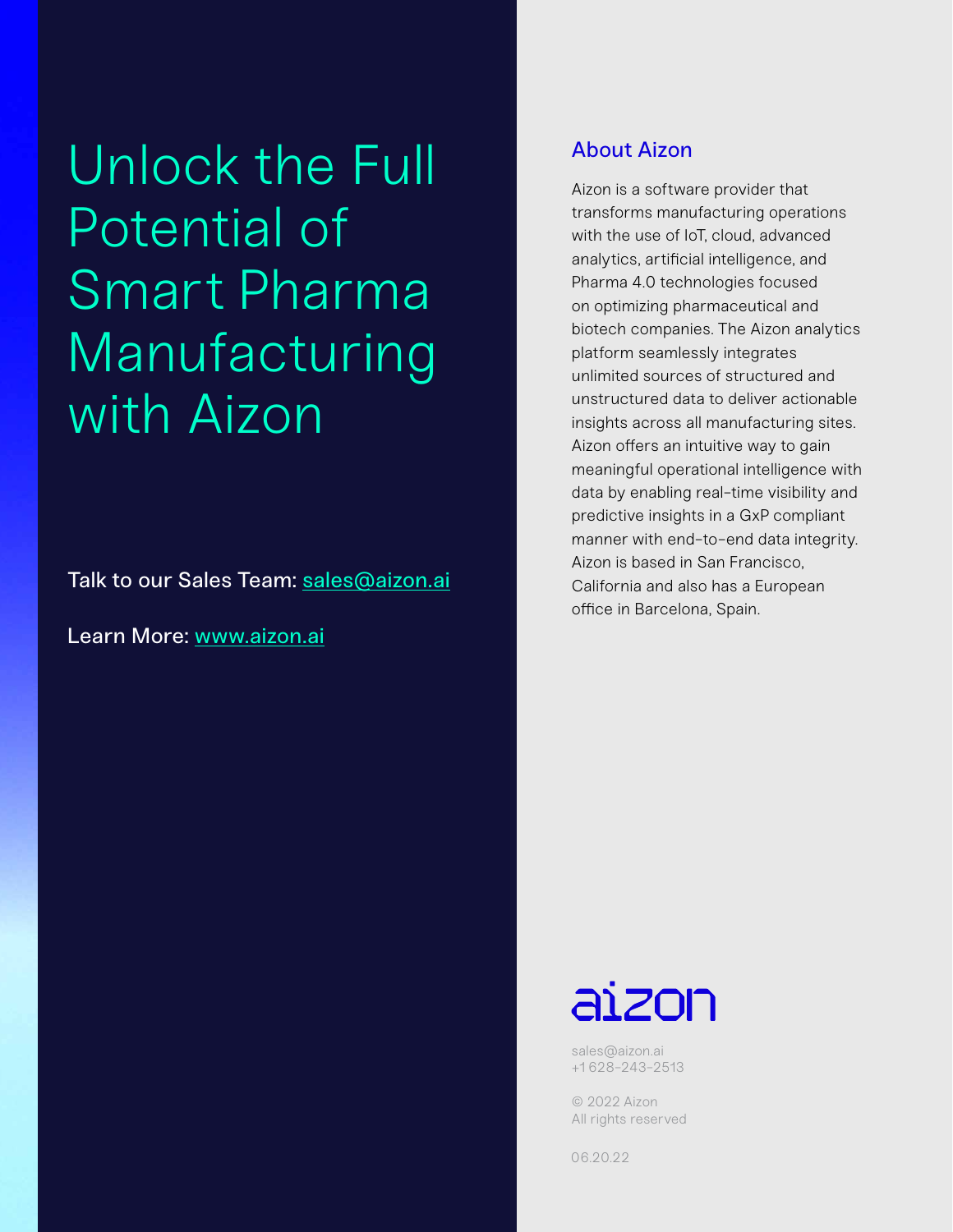# Unlock the Full Potential of Smart Pharma Manufacturing with Aizon

Talk to our Sales Team: sales@aizon.ai

Learn More: www.aizon.ai

## About Aizon

Aizon is a software provider that transforms manufacturing operations with the use of IoT, cloud, advanced analytics, artificial intelligence, and Pharma 4.0 technologies focused on optimizing pharmaceutical and biotech companies. The Aizon analytics platform seamlessly integrates unlimited sources of structured and unstructured data to deliver actionable insights across all manufacturing sites. Aizon offers an intuitive way to gain meaningful operational intelligence with data by enabling real-time visibility and predictive insights in a GxP compliant manner with end-to-end data integrity. Aizon is based in San Francisco, California and also has a European office in Barcelona, Spain.

aizon

sales@aizon.ai
+1 628-243-2513

© 2022 Aizon
All rights reserved

06.20.22